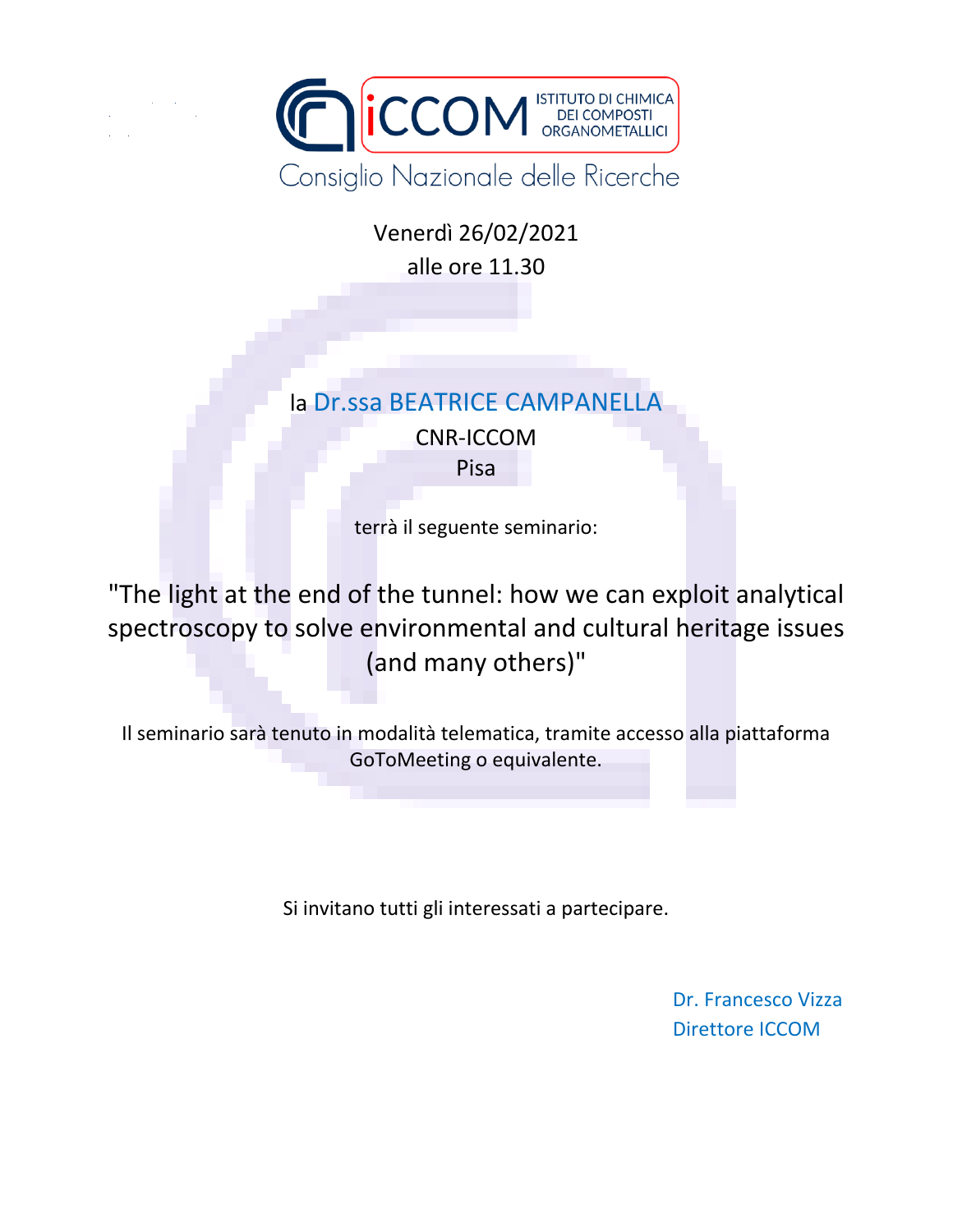iCCOM ISTITUTO DI CHIMICA DEI COMPOSTI ORGANOMETALLICI

Consiglio Nazionale delle Ricerche

Venerdì 26/02/2021

alle ore 11.30

la Dr.ssa BEATRICE CAMPANELLA

CNR-ICCOM

Pisa

terrà il seguente seminario:

## "The light at the end of the tunnel: how we can exploit analytical spectroscopy to solve environmental and cultural heritage issues (and many others)"

Il seminario sarà tenuto in modalità telematica, tramite accesso alla piattaforma GoToMeeting o equivalente.

Si invitano tutti gli interessati a partecipare.

Dr. Francesco Vizza

Direttore ICCOM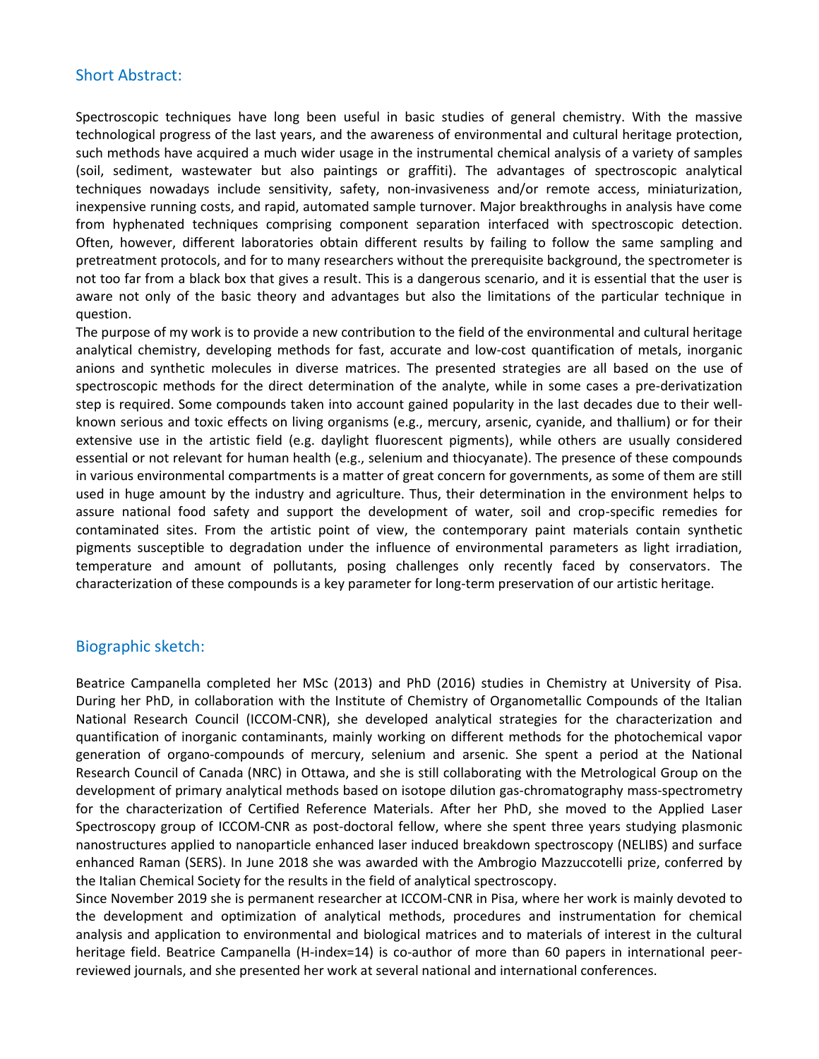## Short Abstract:

Spectroscopic techniques have long been useful in basic studies of general chemistry. With the massive technological progress of the last years, and the awareness of environmental and cultural heritage protection, such methods have acquired a much wider usage in the instrumental chemical analysis of a variety of samples (soil, sediment, wastewater but also paintings or graffiti). The advantages of spectroscopic analytical techniques nowadays include sensitivity, safety, non-invasiveness and/or remote access, miniaturization, inexpensive running costs, and rapid, automated sample turnover. Major breakthroughs in analysis have come from hyphenated techniques comprising component separation interfaced with spectroscopic detection. Often, however, different laboratories obtain different results by failing to follow the same sampling and pretreatment protocols, and for to many researchers without the prerequisite background, the spectrometer is not too far from a black box that gives a result. This is a dangerous scenario, and it is essential that the user is aware not only of the basic theory and advantages but also the limitations of the particular technique in question.

The purpose of my work is to provide a new contribution to the field of the environmental and cultural heritage analytical chemistry, developing methods for fast, accurate and low-cost quantification of metals, inorganic anions and synthetic molecules in diverse matrices. The presented strategies are all based on the use of spectroscopic methods for the direct determination of the analyte, while in some cases a pre-derivatization step is required. Some compounds taken into account gained popularity in the last decades due to their well-known serious and toxic effects on living organisms (e.g., mercury, arsenic, cyanide, and thallium) or for their extensive use in the artistic field (e.g. daylight fluorescent pigments), while others are usually considered essential or not relevant for human health (e.g., selenium and thiocyanate). The presence of these compounds in various environmental compartments is a matter of great concern for governments, as some of them are still used in huge amount by the industry and agriculture. Thus, their determination in the environment helps to assure national food safety and support the development of water, soil and crop-specific remedies for contaminated sites. From the artistic point of view, the contemporary paint materials contain synthetic pigments susceptible to degradation under the influence of environmental parameters as light irradiation, temperature and amount of pollutants, posing challenges only recently faced by conservators. The characterization of these compounds is a key parameter for long-term preservation of our artistic heritage.

## Biographic sketch:

Beatrice Campanella completed her MSc (2013) and PhD (2016) studies in Chemistry at University of Pisa. During her PhD, in collaboration with the Institute of Chemistry of Organometallic Compounds of the Italian National Research Council (ICCOM-CNR), she developed analytical strategies for the characterization and quantification of inorganic contaminants, mainly working on different methods for the photochemical vapor generation of organo-compounds of mercury, selenium and arsenic. She spent a period at the National Research Council of Canada (NRC) in Ottawa, and she is still collaborating with the Metrological Group on the development of primary analytical methods based on isotope dilution gas-chromatography mass-spectrometry for the characterization of Certified Reference Materials. After her PhD, she moved to the Applied Laser Spectroscopy group of ICCOM-CNR as post-doctoral fellow, where she spent three years studying plasmonic nanostructures applied to nanoparticle enhanced laser induced breakdown spectroscopy (NELIBS) and surface enhanced Raman (SERS). In June 2018 she was awarded with the Ambrogio Mazzuccotelli prize, conferred by the Italian Chemical Society for the results in the field of analytical spectroscopy.

Since November 2019 she is permanent researcher at ICCOM-CNR in Pisa, where her work is mainly devoted to the development and optimization of analytical methods, procedures and instrumentation for chemical analysis and application to environmental and biological matrices and to materials of interest in the cultural heritage field. Beatrice Campanella (H-index=14) is co-author of more than 60 papers in international peer-reviewed journals, and she presented her work at several national and international conferences.